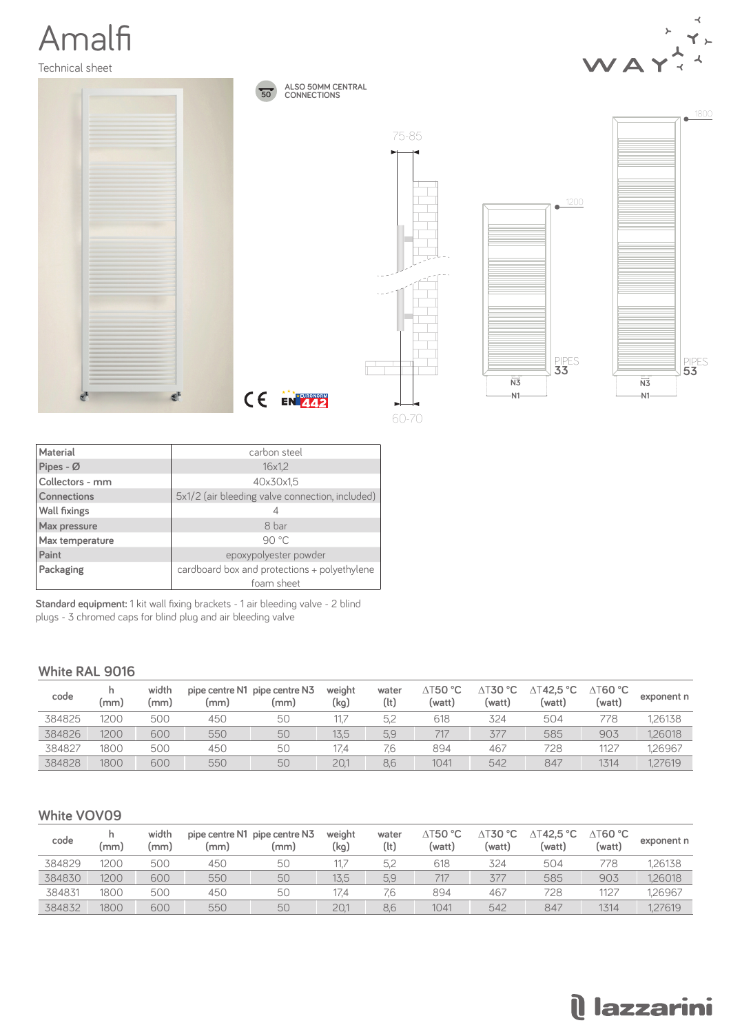# Amalfi

Technical sheet

ALSO 50MM CENTRAL CONNECTIONS

| Material | carbon steel |
|---|---|
| Pipes - Ø | 16x1,2 |
| Collectors - mm | 40x30x1,5 |
| Connections | 5x1/2 (air bleeding valve connection, included) |
| Wall fixings | 4 |
| Max pressure | 8 bar |
| Max temperature | 90 °C |
| Paint | epoxypolyester powder |
| Packaging | cardboard box and protections + polyethylene foam sheet |

**Standard equipment:** 1 kit wall fixing brackets - 1 air bleeding valve - 2 blind plugs - 3 chromed caps for blind plug and air bleeding valve

## White RAL 9016

| code | h (mm) | width (mm) | pipe centre N1 (mm) | pipe centre N3 (mm) | weight (kg) | water (lt) | ΔT50 °C (watt) | ΔT30 °C (watt) | ΔT42,5 °C (watt) | ΔT60 °C (watt) | exponent n |
|---|---|---|---|---|---|---|---|---|---|---|---|
| 384825 | 1200 | 500 | 450 | 50 | 11,7 | 5,2 | 618 | 324 | 504 | 778 | 1,26138 |
| 384826 | 1200 | 600 | 550 | 50 | 13,5 | 5,9 | 717 | 377 | 585 | 903 | 1,26018 |
| 384827 | 1800 | 500 | 450 | 50 | 17,4 | 7,6 | 894 | 467 | 728 | 1127 | 1,26967 |
| 384828 | 1800 | 600 | 550 | 50 | 20,1 | 8,6 | 1041 | 542 | 847 | 1314 | 1,27619 |

## White VOV09

| code | h (mm) | width (mm) | pipe centre N1 (mm) | pipe centre N3 (mm) | weight (kg) | water (lt) | ΔT50 °C (watt) | ΔT30 °C (watt) | ΔT42,5 °C (watt) | ΔT60 °C (watt) | exponent n |
|---|---|---|---|---|---|---|---|---|---|---|---|
| 384829 | 1200 | 500 | 450 | 50 | 11,7 | 5,2 | 618 | 324 | 504 | 778 | 1,26138 |
| 384830 | 1200 | 600 | 550 | 50 | 13,5 | 5,9 | 717 | 377 | 585 | 903 | 1,26018 |
| 384831 | 1800 | 500 | 450 | 50 | 17,4 | 7,6 | 894 | 467 | 728 | 1127 | 1,26967 |
| 384832 | 1800 | 600 | 550 | 50 | 20,1 | 8,6 | 1041 | 542 | 847 | 1314 | 1,27619 |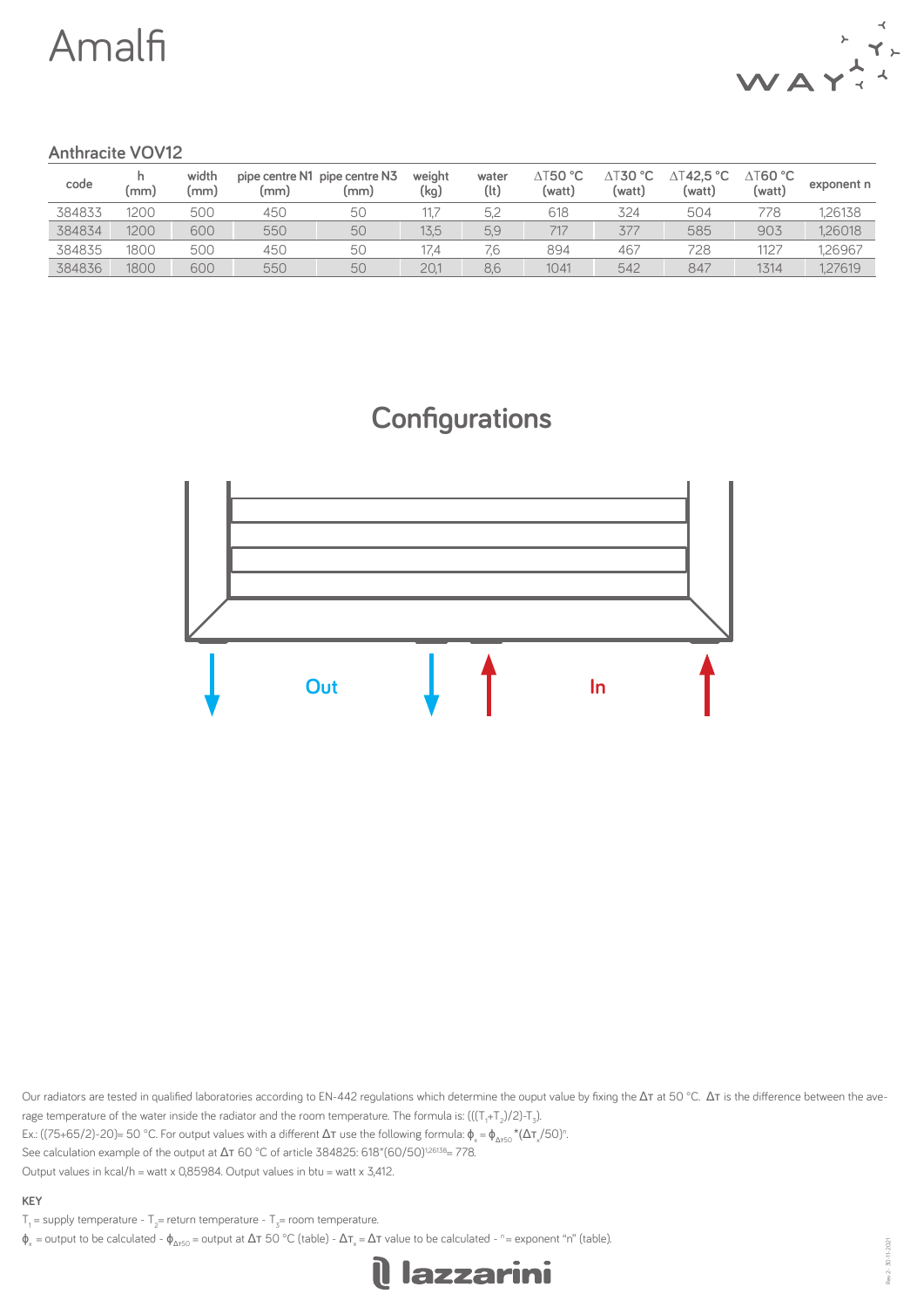# Amalfi

### Anthracite VOV12

| code | h (mm) | width (mm) | pipe centre N1 (mm) | pipe centre N3 (mm) | weight (kg) | water (lt) | ΔT50 °C (watt) | ΔT30 °C (watt) | ΔT42,5 °C (watt) | ΔT60 °C (watt) | exponent n |
|---|---|---|---|---|---|---|---|---|---|---|---|
| 384833 | 1200 | 500 | 450 | 50 | 11,7 | 5,2 | 618 | 324 | 504 | 778 | 1,26138 |
| 384834 | 1200 | 600 | 550 | 50 | 13,5 | 5,9 | 717 | 377 | 585 | 903 | 1,26018 |
| 384835 | 1800 | 500 | 450 | 50 | 17,4 | 7,6 | 894 | 467 | 728 | 1127 | 1,26967 |
| 384836 | 1800 | 600 | 550 | 50 | 20,1 | 8,6 | 1041 | 542 | 847 | 1314 | 1,27619 |

## Configurations

Out

In

Our radiators are tested in qualified laboratories according to EN-442 regulations which determine the ouput value by fixing the ΔT at 50 °C. ΔT is the difference between the average temperature of the water inside the radiator and the room temperature. The formula is: $(((T_1+T_2)/2)-T_3)$.
Ex.: ((75+65/2)-20)= 50 °C. For output values with a different ΔT use the following formula: $\phi_x = \phi_{\Delta T50} * (\Delta T_x/50)^n$.
See calculation example of the output at ΔT 60 °C of article 384825: $618*(60/50)^{1,26138} = 778$.
Output values in kcal/h = watt x 0,85984. Output values in btu = watt x 3,412.

**KEY**

$T_1$ = supply temperature - $T_2$ = return temperature - $T_3$ = room temperature.
$\phi_x$ = output to be calculated - $\phi_{\Delta T50}$ = output at ΔT 50 °C (table) - $\Delta T_x$ = ΔT value to be calculated - $^n$ = exponent "n" (table).